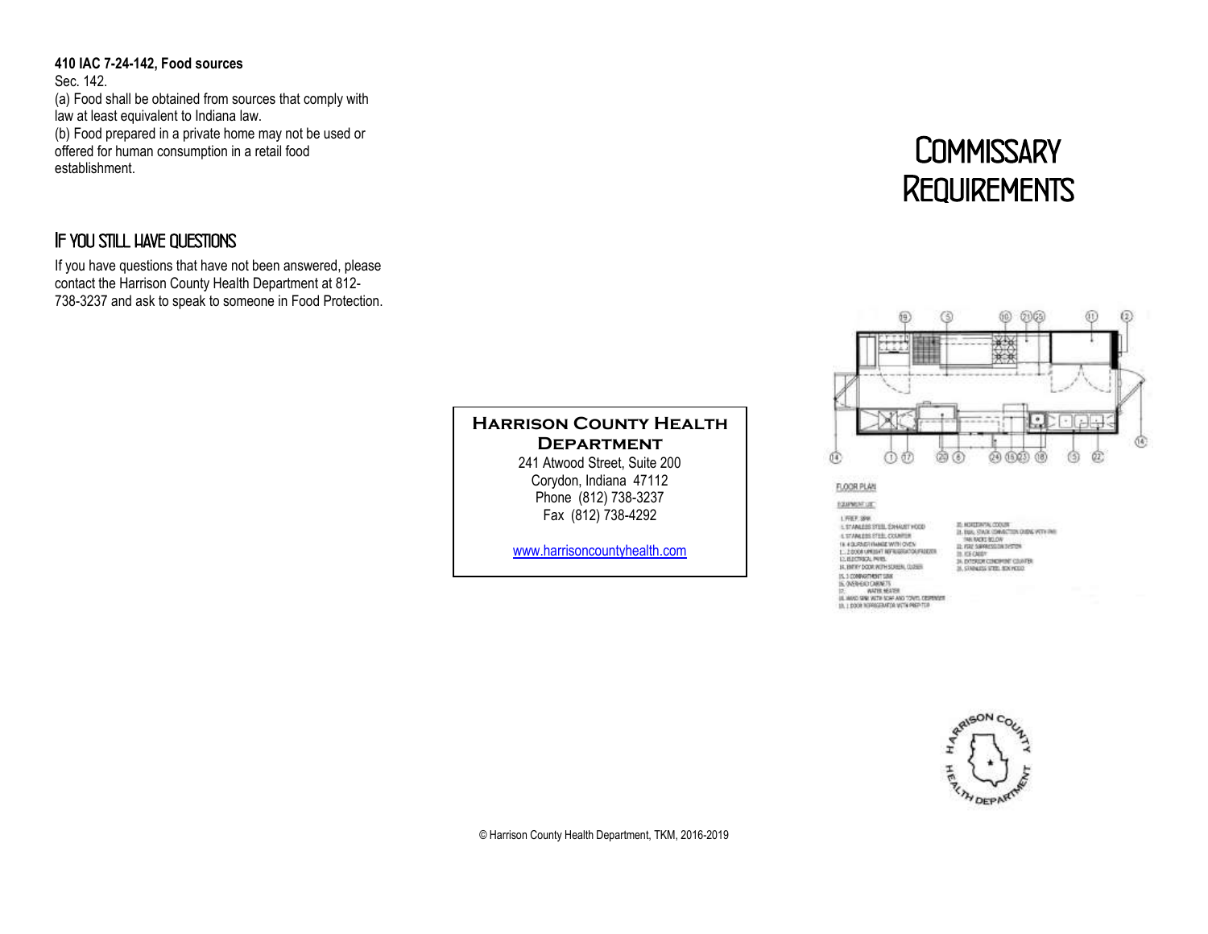**410 IAC 7-24-142, Food sources**

Sec. 142.

(a) Food shall be obtained from sources that comply with law at least equivalent to Indiana law.

(b) Food prepared in a private home may not be used or offered for human consumption in a retail food establishment.

## If you still have questions

If you have questions that have not been answered, please contact the Harrison County Health Department at 812-738-3237 and ask to speak to someone in Food Protection.

**Harrison County Health Department**

241 Atwood Street, Suite 200
Corydon, Indiana 47112
Phone (812) 738-3237
Fax (812) 738-4292

www.harrisoncountyhealth.com

© Harrison County Health Department, TKM, 2016-2019

# Commissary Requirements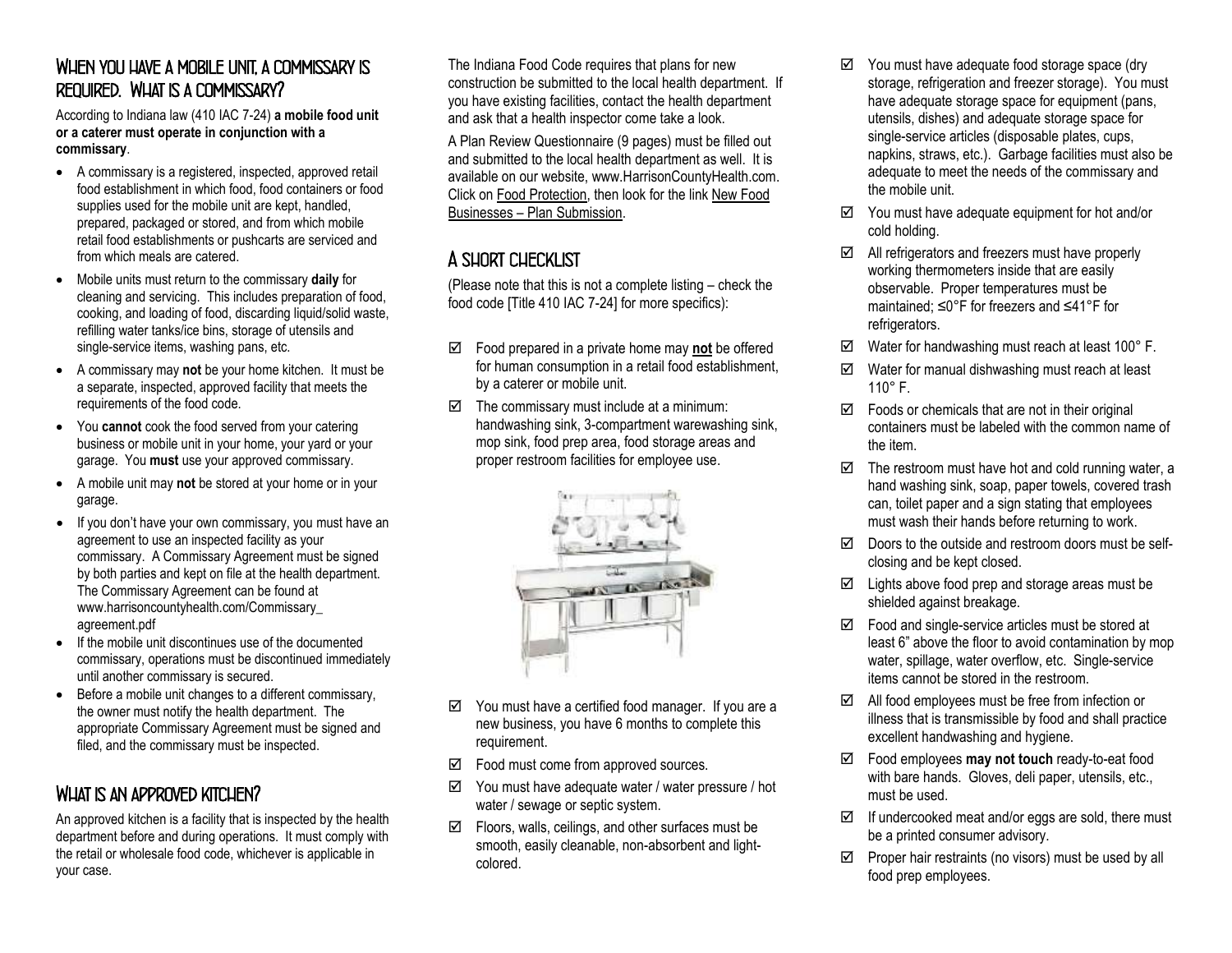## When you have a mobile unit, a commissary is required. What is a commissary?

According to Indiana law (410 IAC 7-24) **a mobile food unit or a caterer must operate in conjunction with a commissary**.

- A commissary is a registered, inspected, approved retail food establishment in which food, food containers or food supplies used for the mobile unit are kept, handled, prepared, packaged or stored, and from which mobile retail food establishments or pushcarts are serviced and from which meals are catered.
- Mobile units must return to the commissary **daily** for cleaning and servicing. This includes preparation of food, cooking, and loading of food, discarding liquid/solid waste, refilling water tanks/ice bins, storage of utensils and single-service items, washing pans, etc.
- A commissary may **not** be your home kitchen. It must be a separate, inspected, approved facility that meets the requirements of the food code.
- You **cannot** cook the food served from your catering business or mobile unit in your home, your yard or your garage. You **must** use your approved commissary.
- A mobile unit may **not** be stored at your home or in your garage.
- If you don't have your own commissary, you must have an agreement to use an inspected facility as your commissary. A Commissary Agreement must be signed by both parties and kept on file at the health department. The Commissary Agreement can be found at www.harrisoncountyhealth.com/Commissary_ agreement.pdf
- If the mobile unit discontinues use of the documented commissary, operations must be discontinued immediately until another commissary is secured.
- Before a mobile unit changes to a different commissary, the owner must notify the health department. The appropriate Commissary Agreement must be signed and filed, and the commissary must be inspected.

## What is an approved kitchen?

An approved kitchen is a facility that is inspected by the health department before and during operations. It must comply with the retail or wholesale food code, whichever is applicable in your case.

The Indiana Food Code requires that plans for new construction be submitted to the local health department. If you have existing facilities, contact the health department and ask that a health inspector come take a look.

A Plan Review Questionnaire (9 pages) must be filled out and submitted to the local health department as well. It is available on our website, www.HarrisonCountyHealth.com. Click on Food Protection, then look for the link New Food Businesses – Plan Submission.

## A short checklist

(Please note that this is not a complete listing – check the food code [Title 410 IAC 7-24] for more specifics):

- ☑ Food prepared in a private home may **not** be offered for human consumption in a retail food establishment, by a caterer or mobile unit.
- ☑ The commissary must include at a minimum: handwashing sink, 3-compartment warewashing sink, mop sink, food prep area, food storage areas and proper restroom facilities for employee use.
- ☑ You must have a certified food manager. If you are a new business, you have 6 months to complete this requirement.
- ☑ Food must come from approved sources.
- ☑ You must have adequate water / water pressure / hot water / sewage or septic system.
- ☑ Floors, walls, ceilings, and other surfaces must be smooth, easily cleanable, non-absorbent and light-colored.
- ☑ You must have adequate food storage space (dry storage, refrigeration and freezer storage). You must have adequate storage space for equipment (pans, utensils, dishes) and adequate storage space for single-service articles (disposable plates, cups, napkins, straws, etc.). Garbage facilities must also be adequate to meet the needs of the commissary and the mobile unit.
- ☑ You must have adequate equipment for hot and/or cold holding.
- ☑ All refrigerators and freezers must have properly working thermometers inside that are easily observable. Proper temperatures must be maintained; ≤0°F for freezers and ≤41°F for refrigerators.
- ☑ Water for handwashing must reach at least 100° F.
- ☑ Water for manual dishwashing must reach at least 110° F.
- ☑ Foods or chemicals that are not in their original containers must be labeled with the common name of the item.
- ☑ The restroom must have hot and cold running water, a hand washing sink, soap, paper towels, covered trash can, toilet paper and a sign stating that employees must wash their hands before returning to work.
- ☑ Doors to the outside and restroom doors must be self-closing and be kept closed.
- ☑ Lights above food prep and storage areas must be shielded against breakage.
- ☑ Food and single-service articles must be stored at least 6" above the floor to avoid contamination by mop water, spillage, water overflow, etc. Single-service items cannot be stored in the restroom.
- ☑ All food employees must be free from infection or illness that is transmissible by food and shall practice excellent handwashing and hygiene.
- ☑ Food employees **may not touch** ready-to-eat food with bare hands. Gloves, deli paper, utensils, etc., must be used.
- ☑ If undercooked meat and/or eggs are sold, there must be a printed consumer advisory.
- ☑ Proper hair restraints (no visors) must be used by all food prep employees.